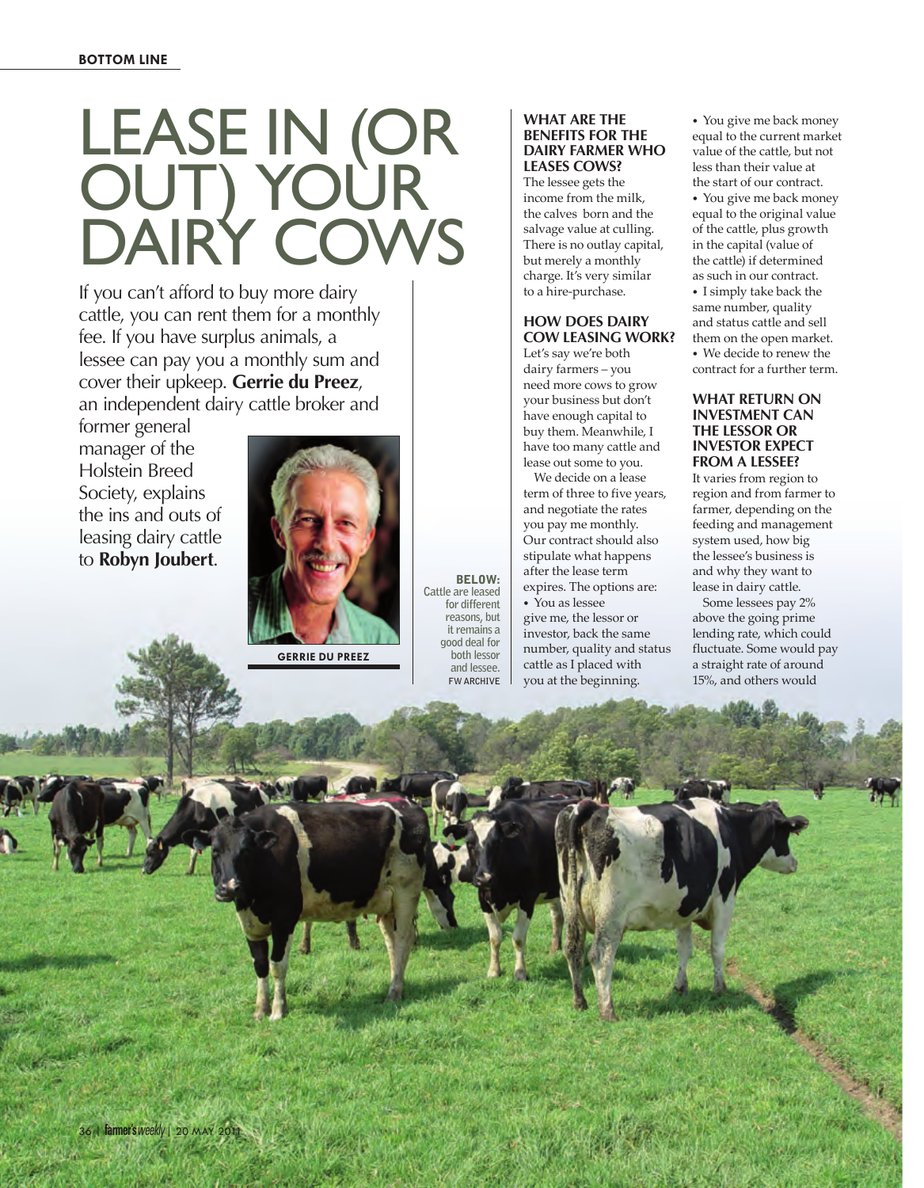# LEASE IN (OR OUT) YOUR DAIRY COWS

If you can't afford to buy more dairy cattle, you can rent them for a monthly fee. If you have surplus animals, a lessee can pay you a monthly sum and cover their upkeep. **Gerrie du Preez**, an independent dairy cattle broker and former general manager of the Holstein Breed Society, explains the ins and outs of leasing dairy cattle to **Robyn Joubert**.

GERRIE DU PREEZ

**BELOW:** Cattle are leased for different reasons, but it remains a good deal for both lessor and lessee. FW ARCHIVE

### WHAT ARE THE BENEFITS FOR THE DAIRY FARMER WHO LEASES COWS?

The lessee gets the income from the milk, the calves born and the salvage value at culling. There is no outlay capital, but merely a monthly charge. It's very similar to a hire-purchase.

### HOW DOES DAIRY COW LEASING WORK?

Let's say we're both dairy farmers – you need more cows to grow your business but don't have enough capital to buy them. Meanwhile, I have too many cattle and lease out some to you.

We decide on a lease term of three to five years, and negotiate the rates you pay me monthly. Our contract should also stipulate what happens after the lease term expires. The options are:

- You as lessee give me, the lessor or investor, back the same number, quality and status cattle as I placed with you at the beginning.
- You give me back money equal to the current market value of the cattle, but not less than their value at the start of our contract.
- You give me back money equal to the original value of the cattle, plus growth in the capital (value of the cattle) if determined as such in our contract.
- I simply take back the same number, quality and status cattle and sell them on the open market.
- We decide to renew the contract for a further term.

### WHAT RETURN ON INVESTMENT CAN THE LESSOR OR INVESTOR EXPECT FROM A LESSEE?

It varies from region to region and from farmer to farmer, depending on the feeding and management system used, how big the lessee's business is and why they want to lease in dairy cattle.

Some lessees pay 2% above the going prime lending rate, which could fluctuate. Some would pay a straight rate of around 15%, and others would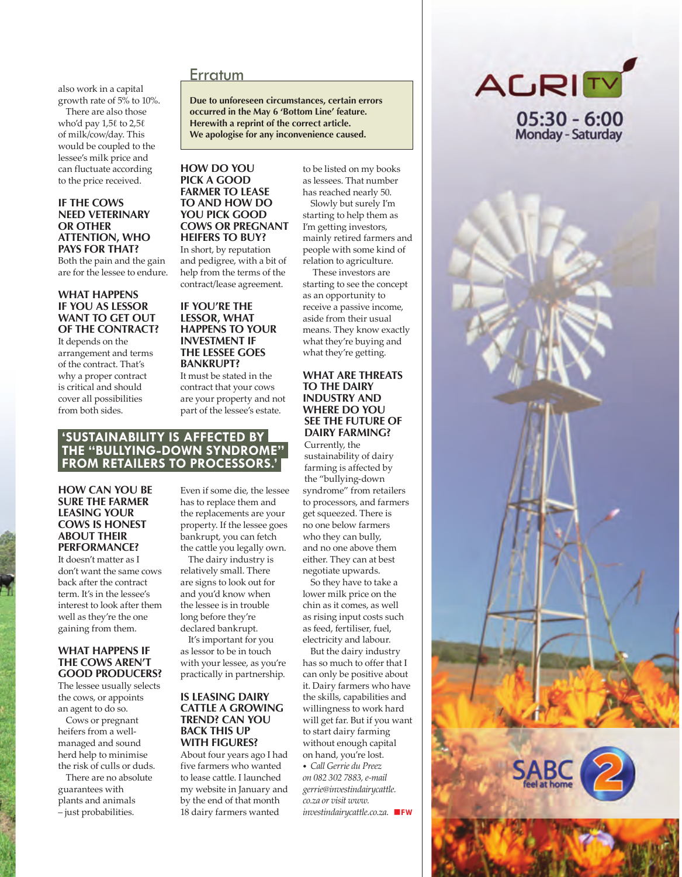also work in a capital growth rate of 5% to 10%.

There are also those who'd pay 1,5ℓ to 2,5ℓ of milk/cow/day. This would be coupled to the lessee's milk price and can fluctuate according to the price received.

**IF THE COWS NEED VETERINARY OR OTHER ATTENTION, WHO PAYS FOR THAT?**

Both the pain and the gain are for the lessee to endure.

**WHAT HAPPENS IF YOU AS LESSOR WANT TO GET OUT OF THE CONTRACT?**

It depends on the arrangement and terms of the contract. That's why a proper contract is critical and should cover all possibilities from both sides.

## Erratum

**Due to unforeseen circumstances, certain errors occurred in the May 6 'Bottom Line' feature. Herewith a reprint of the correct article. We apologise for any inconvenience caused.**

**HOW DO YOU PICK A GOOD FARMER TO LEASE TO AND HOW DO YOU PICK GOOD COWS OR PREGNANT HEIFERS TO BUY?**

In short, by reputation and pedigree, with a bit of help from the terms of the contract/lease agreement.

**IF YOU'RE THE LESSOR, WHAT HAPPENS TO YOUR INVESTMENT IF THE LESSEE GOES BANKRUPT?**

It must be stated in the contract that your cows are your property and not part of the lessee's estate.

**'SUSTAINABILITY IS AFFECTED BY THE "BULLYING-DOWN SYNDROME" FROM RETAILERS TO PROCESSORS.'**

**HOW CAN YOU BE SURE THE FARMER LEASING YOUR COWS IS HONEST ABOUT THEIR PERFORMANCE?**

It doesn't matter as I don't want the same cows back after the contract term. It's in the lessee's interest to look after them well as they're the one gaining from them.

**WHAT HAPPENS IF THE COWS AREN'T GOOD PRODUCERS?**

The lessee usually selects the cows, or appoints an agent to do so.

Cows or pregnant heifers from a well-managed and sound herd help to minimise the risk of culls or duds.

There are no absolute guarantees with plants and animals – just probabilities.

Even if some die, the lessee has to replace them and the replacements are your property. If the lessee goes bankrupt, you can fetch the cattle you legally own.

The dairy industry is relatively small. There are signs to look out for and you'd know when the lessee is in trouble long before they're declared bankrupt.

It's important for you as lessor to be in touch with your lessee, as you're practically in partnership.

**IS LEASING DAIRY CATTLE A GROWING TREND? CAN YOU BACK THIS UP WITH FIGURES?**

About four years ago I had five farmers who wanted to lease cattle. I launched my website in January and by the end of that month 18 dairy farmers wanted to be listed on my books as lessees. That number has reached nearly 50.

Slowly but surely I'm starting to help them as I'm getting investors, mainly retired farmers and people with some kind of relation to agriculture.

These investors are starting to see the concept as an opportunity to receive a passive income, aside from their usual means. They know exactly what they're buying and what they're getting.

**WHAT ARE THREATS TO THE DAIRY INDUSTRY AND WHERE DO YOU SEE THE FUTURE OF DAIRY FARMING?**

Currently, the sustainability of dairy farming is affected by the "bullying-down syndrome" from retailers to processors, and farmers get squeezed. There is no one below farmers who they can bully, and no one above them either. They can at best negotiate upwards.

So they have to take a lower milk price on the chin as it comes, as well as rising input costs such as feed, fertiliser, fuel, electricity and labour.

But the dairy industry has so much to offer that I can only be positive about it. Dairy farmers who have the skills, capabilities and willingness to work hard will get far. But if you want to start dairy farming without enough capital on hand, you're lost.

• *Call Gerrie du Preez on 082 302 7883, e-mail gerrie@investindairycattle.co.za or visit www.investindairycattle.co.za.* **FW**

AGRI TV
05:30 - 6:00
Monday - Saturday

SABC 2
feel at home